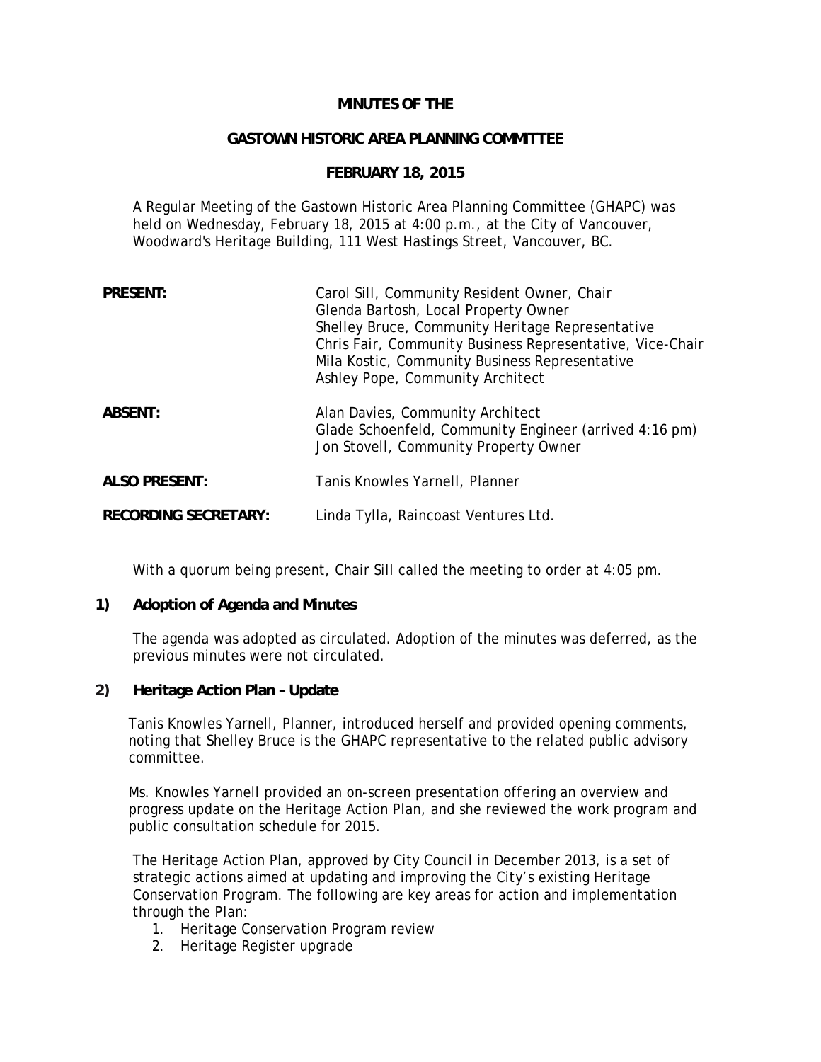**MINUTES OF THE**

**GASTOWN HISTORIC AREA PLANNING COMMITTEE**

**FEBRUARY 18, 2015**

A Regular Meeting of the Gastown Historic Area Planning Committee (GHAPC) was held on Wednesday, February 18, 2015 at 4:00 p.m., at the City of Vancouver, Woodward's Heritage Building, 111 West Hastings Street, Vancouver, BC.

| | |
|---|---|
| **PRESENT:** | Carol Sill, Community Resident Owner, Chair<br>Glenda Bartosh, Local Property Owner<br>Shelley Bruce, Community Heritage Representative<br>Chris Fair, Community Business Representative, Vice-Chair<br>Mila Kostic, Community Business Representative<br>Ashley Pope, Community Architect |
| **ABSENT:** | Alan Davies, Community Architect<br>Glade Schoenfeld, Community Engineer (arrived 4:16 pm)<br>Jon Stovell, Community Property Owner |
| **ALSO PRESENT:** | Tanis Knowles Yarnell, Planner |
| **RECORDING SECRETARY:** | Linda Tylla, Raincoast Ventures Ltd. |

With a quorum being present, Chair Sill called the meeting to order at 4:05 pm.

**1) Adoption of Agenda and Minutes**

The agenda was adopted as circulated. Adoption of the minutes was deferred, as the previous minutes were not circulated.

**2) Heritage Action Plan – Update**

Tanis Knowles Yarnell, Planner, introduced herself and provided opening comments, noting that Shelley Bruce is the GHAPC representative to the related public advisory committee.

Ms. Knowles Yarnell provided an on-screen presentation offering an overview and progress update on the Heritage Action Plan, and she reviewed the work program and public consultation schedule for 2015.

The Heritage Action Plan, approved by City Council in December 2013, is a set of strategic actions aimed at updating and improving the City's existing Heritage Conservation Program. The following are key areas for action and implementation through the Plan:

1. Heritage Conservation Program review
2. Heritage Register upgrade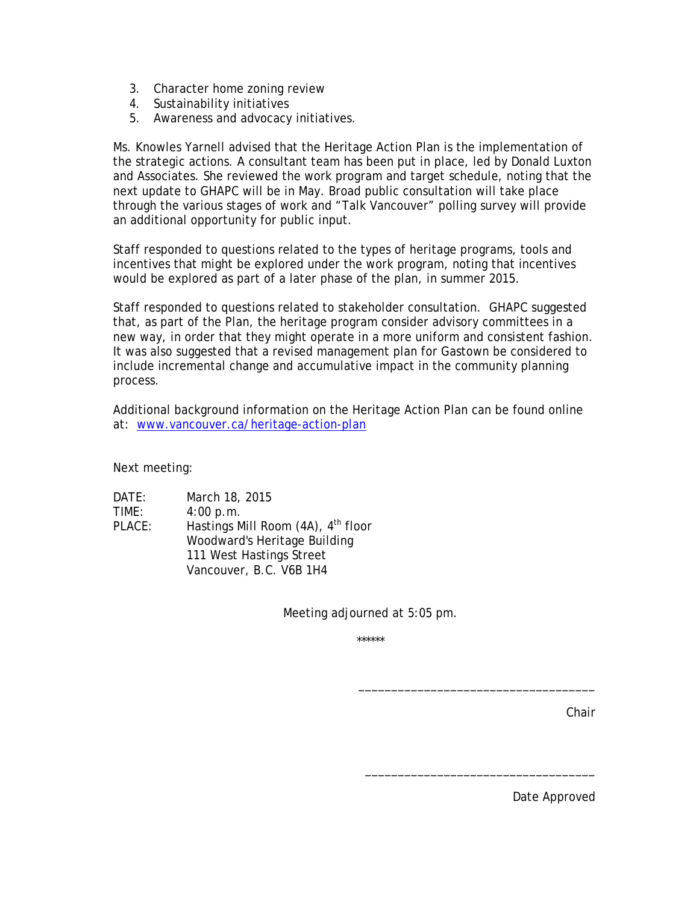3. Character home zoning review
4. Sustainability initiatives
5. Awareness and advocacy initiatives.

Ms. Knowles Yarnell advised that the Heritage Action Plan is the implementation of the strategic actions. A consultant team has been put in place, led by Donald Luxton and Associates. She reviewed the work program and target schedule, noting that the next update to GHAPC will be in May. Broad public consultation will take place through the various stages of work and "Talk Vancouver" polling survey will provide an additional opportunity for public input.

Staff responded to questions related to the types of heritage programs, tools and incentives that might be explored under the work program, noting that incentives would be explored as part of a later phase of the plan, in summer 2015.

Staff responded to questions related to stakeholder consultation. GHAPC suggested that, as part of the Plan, the heritage program consider advisory committees in a new way, in order that they might operate in a more uniform and consistent fashion. It was also suggested that a revised management plan for Gastown be considered to include incremental change and accumulative impact in the community planning process.

Additional background information on the Heritage Action Plan can be found online at: [www.vancouver.ca/heritage-action-plan](http://www.vancouver.ca/heritage-action-plan)

Next meeting:

DATE: March 18, 2015
TIME: 4:00 p.m.
PLACE: Hastings Mill Room (4A), 4th floor
Woodward's Heritage Building
111 West Hastings Street
Vancouver, B.C. V6B 1H4

Meeting adjourned at 5:05 pm.

*****

___________________________________
Chair

___________________________________
Date Approved